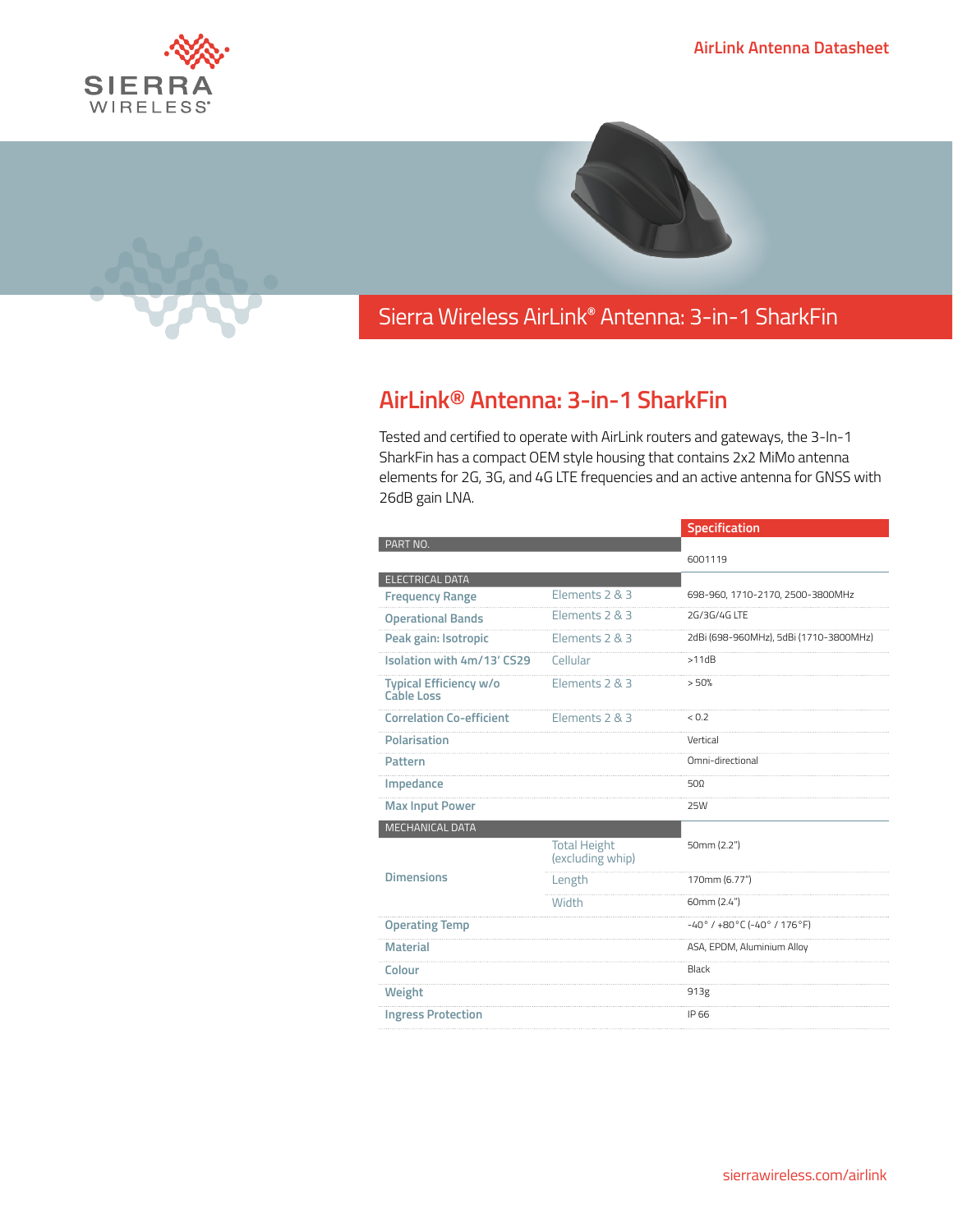AirLink Antenna Datasheet

# Sierra Wireless AirLink® Antenna: 3-in-1 SharkFin

## AirLink® Antenna: 3-in-1 SharkFin

Tested and certified to operate with AirLink routers and gateways, the 3-In-1 SharkFin has a compact OEM style housing that contains 2x2 MiMo antenna elements for 2G, 3G, and 4G LTE frequencies and an active antenna for GNSS with 26dB gain LNA.

| | | Specification |
|---|---|---|
| **PART NO.** | | |
| | | 6001119 |
| **ELECTRICAL DATA** | | |
| Frequency Range | Elements 2 & 3 | 698-960, 1710-2170, 2500-3800MHz |
| Operational Bands | Elements 2 & 3 | 2G/3G/4G LTE |
| Peak gain: Isotropic | Elements 2 & 3 | 2dBi (698-960MHz), 5dBi (1710-3800MHz) |
| Isolation with 4m/13' CS29 | Cellular | >11dB |
| Typical Efficiency w/o Cable Loss | Elements 2 & 3 | > 50% |
| Correlation Co-efficient | Elements 2 & 3 | < 0.2 |
| Polarisation | | Vertical |
| Pattern | | Omni-directional |
| Impedance | | 50Ω |
| Max Input Power | | 25W |
| **MECHANICAL DATA** | | |
| Dimensions | Total Height (excluding whip) | 50mm (2.2") |
| | Length | 170mm (6.77") |
| | Width | 60mm (2.4") |
| Operating Temp | | -40° / +80°C (-40° / 176°F) |
| Material | | ASA, EPDM, Aluminium Alloy |
| Colour | | Black |
| Weight | | 913g |
| Ingress Protection | | IP 66 |

sierrawireless.com/airlink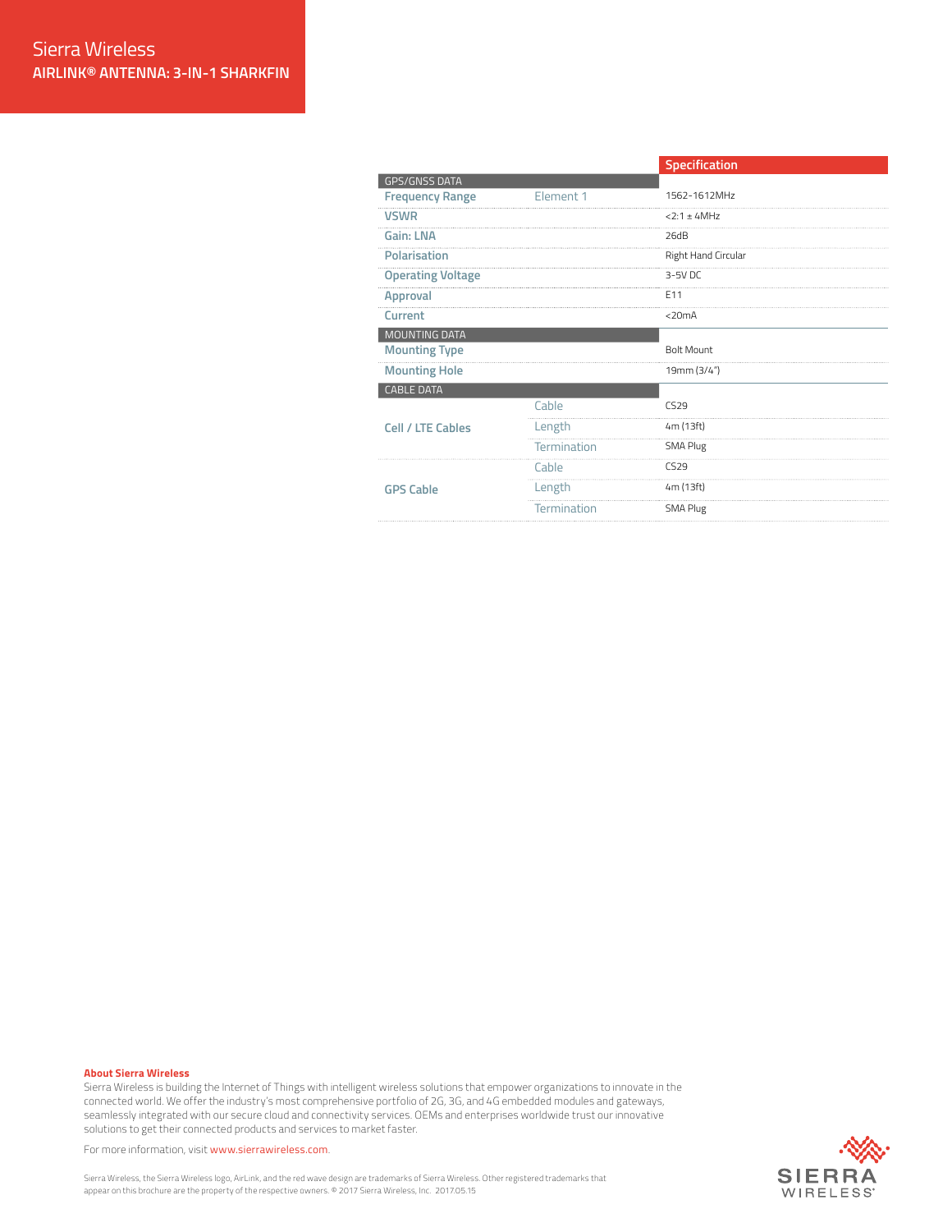# Sierra Wireless

## AIRLINK® ANTENNA: 3-IN-1 SHARKFIN

| | | Specification |
|---|---|---|
| **GPS/GNSS DATA** | | |
| Frequency Range | Element 1 | 1562-1612MHz |
| VSWR | | <2:1 ± 4MHz |
| Gain: LNA | | 26dB |
| Polarisation | | Right Hand Circular |
| Operating Voltage | | 3-5V DC |
| Approval | | E11 |
| Current | | <20mA |
| **MOUNTING DATA** | | |
| Mounting Type | | Bolt Mount |
| Mounting Hole | | 19mm (3/4") |
| **CABLE DATA** | | |
| Cell / LTE Cables | Cable | CS29 |
| | Length | 4m (13ft) |
| | Termination | SMA Plug |
| GPS Cable | Cable | CS29 |
| | Length | 4m (13ft) |
| | Termination | SMA Plug |

**About Sierra Wireless**

Sierra Wireless is building the Internet of Things with intelligent wireless solutions that empower organizations to innovate in the connected world. We offer the industry's most comprehensive portfolio of 2G, 3G, and 4G embedded modules and gateways, seamlessly integrated with our secure cloud and connectivity services. OEMs and enterprises worldwide trust our innovative solutions to get their connected products and services to market faster.

For more information, visit www.sierrawireless.com.

Sierra Wireless, the Sierra Wireless logo, AirLink, and the red wave design are trademarks of Sierra Wireless. Other registered trademarks that appear on this brochure are the property of the respective owners. © 2017 Sierra Wireless, Inc. 2017.05.15

SIERRA WIRELESS®